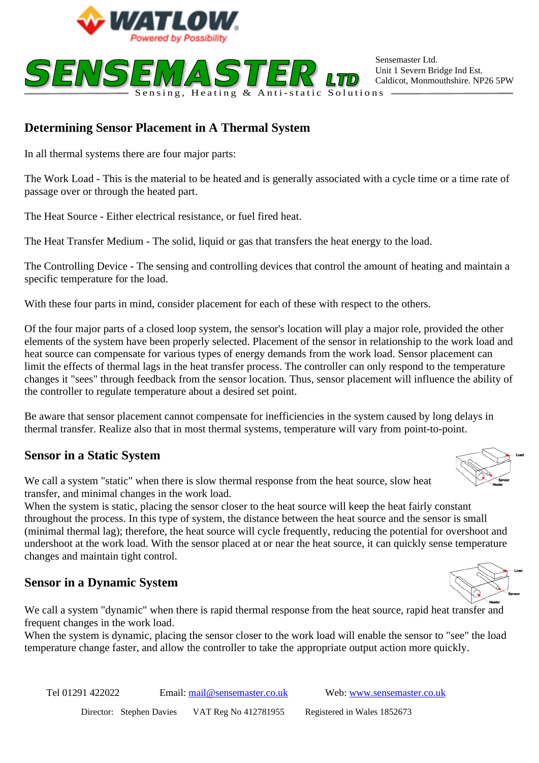Sensemaster Ltd.
Unit 1 Severn Bridge Ind Est.
Caldicot, Monmouthshire. NP26 5PW

# Determining Sensor Placement in A Thermal System

In all thermal systems there are four major parts:

The Work Load - This is the material to be heated and is generally associated with a cycle time or a time rate of passage over or through the heated part.

The Heat Source - Either electrical resistance, or fuel fired heat.

The Heat Transfer Medium - The solid, liquid or gas that transfers the heat energy to the load.

The Controlling Device - The sensing and controlling devices that control the amount of heating and maintain a specific temperature for the load.

With these four parts in mind, consider placement for each of these with respect to the others.

Of the four major parts of a closed loop system, the sensor's location will play a major role, provided the other elements of the system have been properly selected. Placement of the sensor in relationship to the work load and heat source can compensate for various types of energy demands from the work load. Sensor placement can limit the effects of thermal lags in the heat transfer process. The controller can only respond to the temperature changes it "sees" through feedback from the sensor location. Thus, sensor placement will influence the ability of the controller to regulate temperature about a desired set point.

Be aware that sensor placement cannot compensate for inefficiencies in the system caused by long delays in thermal transfer. Realize also that in most thermal systems, temperature will vary from point-to-point.

## Sensor in a Static System

We call a system "static" when there is slow thermal response from the heat source, slow heat transfer, and minimal changes in the work load.

When the system is static, placing the sensor closer to the heat source will keep the heat fairly constant throughout the process. In this type of system, the distance between the heat source and the sensor is small (minimal thermal lag); therefore, the heat source will cycle frequently, reducing the potential for overshoot and undershoot at the work load. With the sensor placed at or near the heat source, it can quickly sense temperature changes and maintain tight control.

## Sensor in a Dynamic System

We call a system "dynamic" when there is rapid thermal response from the heat source, rapid heat transfer and frequent changes in the work load.

When the system is dynamic, placing the sensor closer to the work load will enable the sensor to "see" the load temperature change faster, and allow the controller to take the appropriate output action more quickly.

Tel 01291 422022    Email: mail@sensemaster.co.uk    Web: www.sensemaster.co.uk

Director: Stephen Davies    VAT Reg No 412781955    Registered in Wales 1852673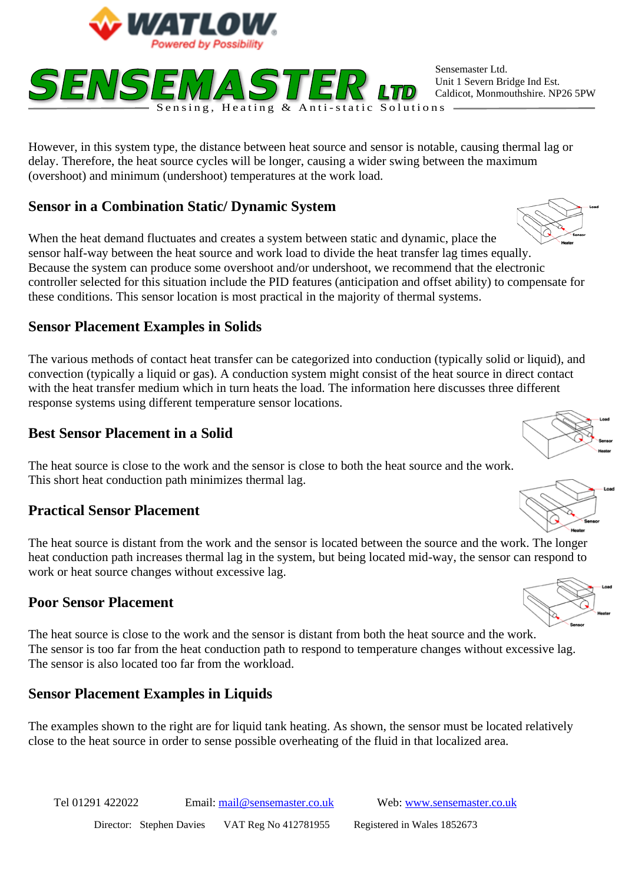However, in this system type, the distance between heat source and sensor is notable, causing thermal lag or delay. Therefore, the heat source cycles will be longer, causing a wider swing between the maximum (overshoot) and minimum (undershoot) temperatures at the work load.

## Sensor in a Combination Static/ Dynamic System

When the heat demand fluctuates and creates a system between static and dynamic, place the sensor half-way between the heat source and work load to divide the heat transfer lag times equally. Because the system can produce some overshoot and/or undershoot, we recommend that the electronic controller selected for this situation include the PID features (anticipation and offset ability) to compensate for these conditions. This sensor location is most practical in the majority of thermal systems.

## Sensor Placement Examples in Solids

The various methods of contact heat transfer can be categorized into conduction (typically solid or liquid), and convection (typically a liquid or gas). A conduction system might consist of the heat source in direct contact with the heat transfer medium which in turn heats the load. The information here discusses three different response systems using different temperature sensor locations.

## Best Sensor Placement in a Solid

The heat source is close to the work and the sensor is close to both the heat source and the work. This short heat conduction path minimizes thermal lag.

## Practical Sensor Placement

The heat source is distant from the work and the sensor is located between the source and the work. The longer heat conduction path increases thermal lag in the system, but being located mid-way, the sensor can respond to work or heat source changes without excessive lag.

## Poor Sensor Placement

The heat source is close to the work and the sensor is distant from both the heat source and the work. The sensor is too far from the heat conduction path to respond to temperature changes without excessive lag. The sensor is also located too far from the workload.

## Sensor Placement Examples in Liquids

The examples shown to the right are for liquid tank heating. As shown, the sensor must be located relatively close to the heat source in order to sense possible overheating of the fluid in that localized area.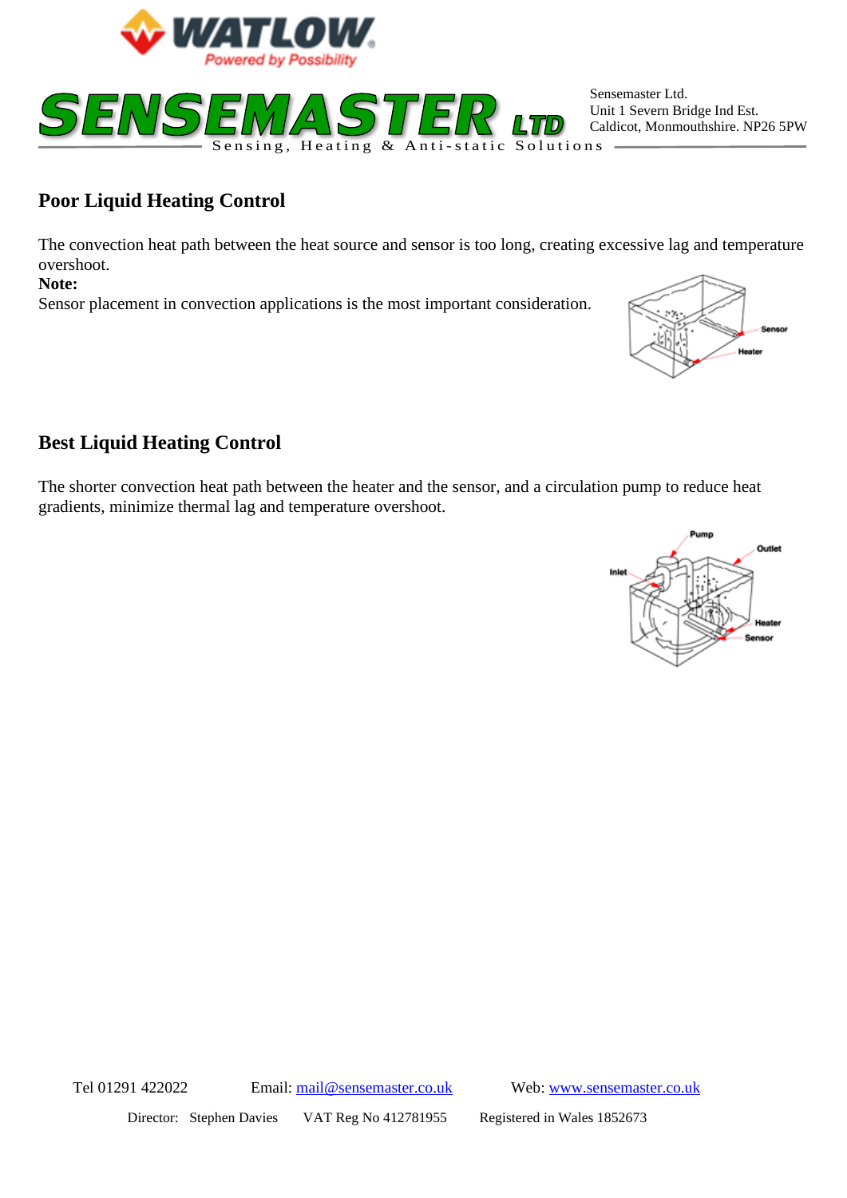## Poor Liquid Heating Control

The convection heat path between the heat source and sensor is too long, creating excessive lag and temperature overshoot.

**Note:**

Sensor placement in convection applications is the most important consideration.

Sensor

Heater

## Best Liquid Heating Control

The shorter convection heat path between the heater and the sensor, and a circulation pump to reduce heat gradients, minimize thermal lag and temperature overshoot.

Pump

Outlet

Inlet

Heater

Sensor